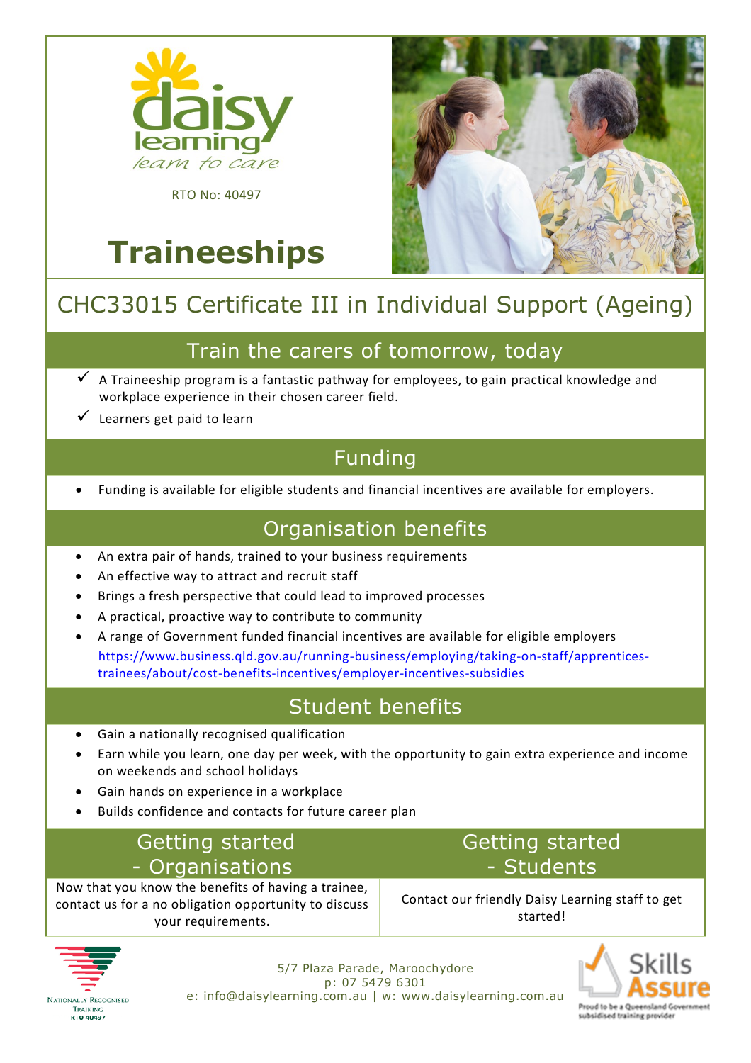daisy learning

*learn to care*

RTO No: 40497

# Traineeships

## CHC33015 Certificate III in Individual Support (Ageing)

## Train the carers of tomorrow, today

- ✓ A Traineeship program is a fantastic pathway for employees, to gain practical knowledge and workplace experience in their chosen career field.
- ✓ Learners get paid to learn

## Funding

- Funding is available for eligible students and financial incentives are available for employers.

## Organisation benefits

- An extra pair of hands, trained to your business requirements
- An effective way to attract and recruit staff
- Brings a fresh perspective that could lead to improved processes
- A practical, proactive way to contribute to community
- A range of Government funded financial incentives are available for eligible employers https://www.business.qld.gov.au/running-business/employing/taking-on-staff/apprentices-trainees/about/cost-benefits-incentives/employer-incentives-subsidies

## Student benefits

- Gain a nationally recognised qualification
- Earn while you learn, one day per week, with the opportunity to gain extra experience and income on weekends and school holidays
- Gain hands on experience in a workplace
- Builds confidence and contacts for future career plan

## Getting started - Organisations

Now that you know the benefits of having a trainee, contact us for a no obligation opportunity to discuss your requirements.

## Getting started - Students

Contact our friendly Daisy Learning staff to get started!

Nationally Recognised Training RTO 40497

5/7 Plaza Parade, Maroochydore
p: 07 5479 6301
e: info@daisylearning.com.au | w: www.daisylearning.com.au

Skills Assure — Proud to be a Queensland Government subsidised training provider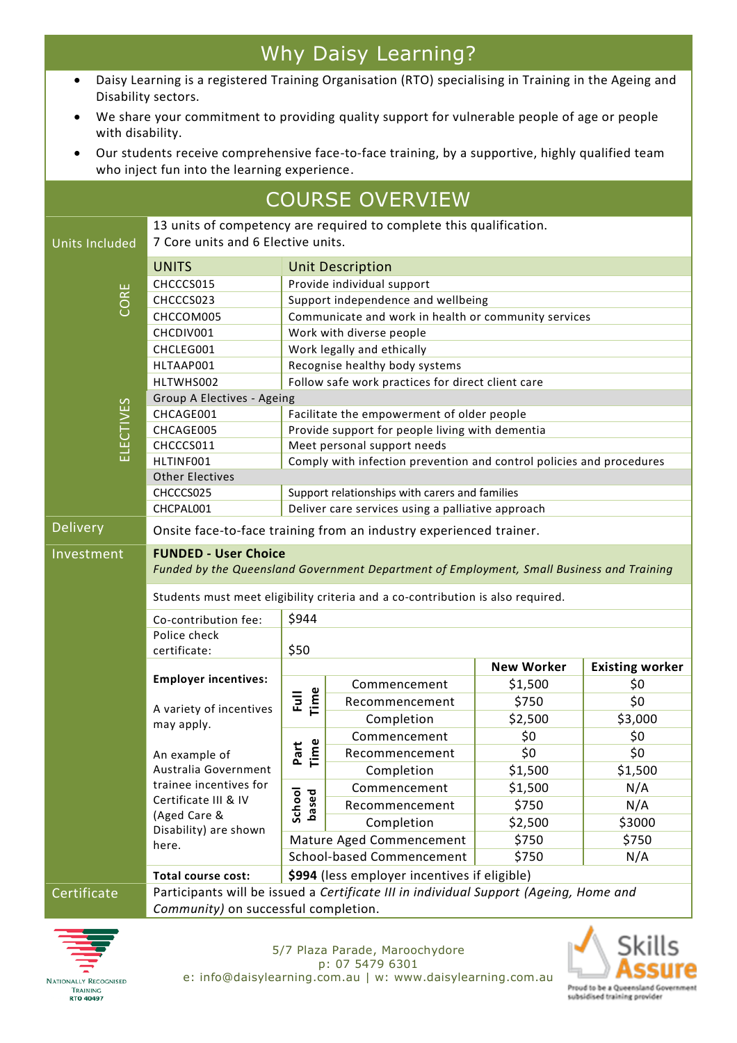# Why Daisy Learning?

- Daisy Learning is a registered Training Organisation (RTO) specialising in Training in the Ageing and Disability sectors.
- We share your commitment to providing quality support for vulnerable people of age or people with disability.
- Our students receive comprehensive face-to-face training, by a supportive, highly qualified team who inject fun into the learning experience.

# COURSE OVERVIEW

**Units Included**

13 units of competency are required to complete this qualification.
7 Core units and 6 Elective units.

| | UNITS | Unit Description |
|---|---|---|
| CORE | CHCCCS015 | Provide individual support |
| CORE | CHCCCS023 | Support independence and wellbeing |
| CORE | CHCCOM005 | Communicate and work in health or community services |
| CORE | CHCDIV001 | Work with diverse people |
| CORE | CHCLEG001 | Work legally and ethically |
| CORE | HLTAAP001 | Recognise healthy body systems |
| CORE | HLTWHS002 | Follow safe work practices for direct client care |
| ELECTIVES | Group A Electives - Ageing | |
| ELECTIVES | CHCAGE001 | Facilitate the empowerment of older people |
| ELECTIVES | CHCAGE005 | Provide support for people living with dementia |
| ELECTIVES | CHCCCS011 | Meet personal support needs |
| ELECTIVES | HLTINF001 | Comply with infection prevention and control policies and procedures |
| ELECTIVES | Other Electives | |
| ELECTIVES | CHCCCS025 | Support relationships with carers and families |
| ELECTIVES | CHCPAL001 | Deliver care services using a palliative approach |

**Delivery**

Onsite face-to-face training from an industry experienced trainer.

**Investment**

**FUNDED - User Choice**
*Funded by the Queensland Government Department of Employment, Small Business and Training*

Students must meet eligibility criteria and a co-contribution is also required.

| | |
|---|---|
| Co-contribution fee: | $944 |
| Police check certificate: | $50 |

**Employer incentives:**

A variety of incentives may apply.

An example of Australia Government trainee incentives for Certificate III & IV (Aged Care & Disability) are shown here.

| | | New Worker | Existing worker |
|---|---|---|---|
| Full Time | Commencement | $1,500 | $0 |
| Full Time | Recommencement | $750 | $0 |
| Full Time | Completion | $2,500 | $3,000 |
| Part Time | Commencement | $0 | $0 |
| Part Time | Recommencement | $0 | $0 |
| Part Time | Completion | $1,500 | $1,500 |
| School based | Commencement | $1,500 | N/A |
| School based | Recommencement | $750 | N/A |
| School based | Completion | $2,500 | $3000 |
| Mature Aged Commencement | | $750 | $750 |
| School-based Commencement | | $750 | N/A |

**Total course cost:** **$994** (less employer incentives if eligible)

**Certificate**

Participants will be issued a *Certificate III in individual Support (Ageing, Home and Community)* on successful completion.

NATIONALLY RECOGNISED TRAINING
RTO 40497

5/7 Plaza Parade, Maroochydore
p: 07 5479 6301
e: info@daisylearning.com.au | w: www.daisylearning.com.au

Skills Assure
Proud to be a Queensland Government subsidised training provider